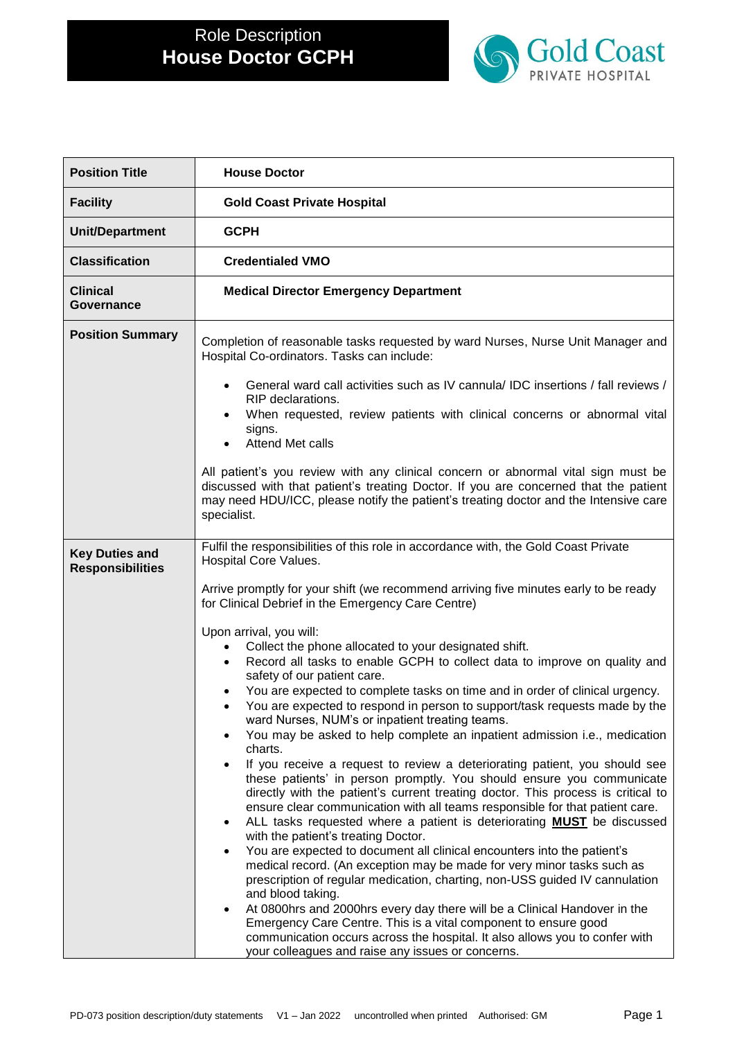# Role Description
# House Doctor GCPH

Gold Coast PRIVATE HOSPITAL

| **Position Title** | **House Doctor** |
|---|---|
| **Facility** | **Gold Coast Private Hospital** |
| **Unit/Department** | **GCPH** |
| **Classification** | **Credentialed VMO** |
| **Clinical Governance** | **Medical Director Emergency Department** |
| **Position Summary** | Completion of reasonable tasks requested by ward Nurses, Nurse Unit Manager and Hospital Co-ordinators. Tasks can include:<br>• General ward call activities such as IV cannula/ IDC insertions / fall reviews / RIP declarations.<br>• When requested, review patients with clinical concerns or abnormal vital signs.<br>• Attend Met calls<br><br>All patient's you review with any clinical concern or abnormal vital sign must be discussed with that patient's treating Doctor. If you are concerned that the patient may need HDU/ICC, please notify the patient's treating doctor and the Intensive care specialist. |
| **Key Duties and Responsibilities** | Fulfil the responsibilities of this role in accordance with, the Gold Coast Private Hospital Core Values.<br><br>Arrive promptly for your shift (we recommend arriving five minutes early to be ready for Clinical Debrief in the Emergency Care Centre)<br><br>Upon arrival, you will:<br>• Collect the phone allocated to your designated shift.<br>• Record all tasks to enable GCPH to collect data to improve on quality and safety of our patient care.<br>• You are expected to complete tasks on time and in order of clinical urgency.<br>• You are expected to respond in person to support/task requests made by the ward Nurses, NUM's or inpatient treating teams.<br>• You may be asked to help complete an inpatient admission i.e., medication charts.<br>• If you receive a request to review a deteriorating patient, you should see these patients' in person promptly. You should ensure you communicate directly with the patient's current treating doctor. This process is critical to ensure clear communication with all teams responsible for that patient care.<br>• ALL tasks requested where a patient is deteriorating <u>**MUST**</u> be discussed with the patient's treating Doctor.<br>• You are expected to document all clinical encounters into the patient's medical record. (An exception may be made for very minor tasks such as prescription of regular medication, charting, non-USS guided IV cannulation and blood taking.<br>• At 0800hrs and 2000hrs every day there will be a Clinical Handover in the Emergency Care Centre. This is a vital component to ensure good communication occurs across the hospital. It also allows you to confer with your colleagues and raise any issues or concerns. |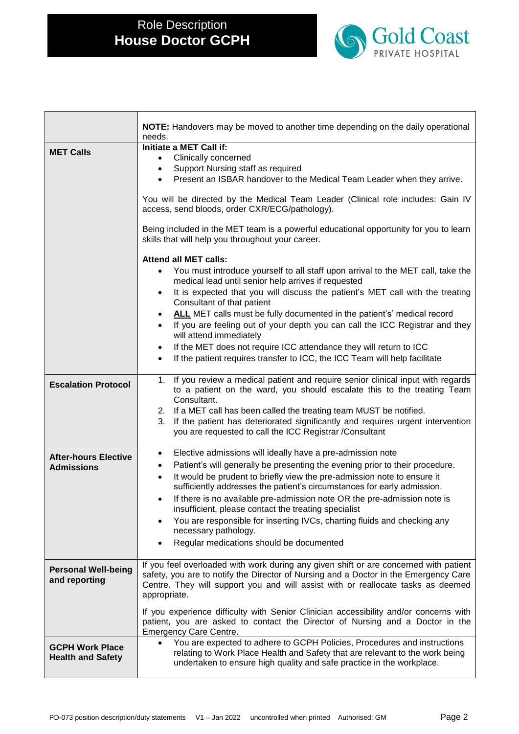| | |
|---|---|
| | **NOTE:** Handovers may be moved to another time depending on the daily operational needs. |
| **MET Calls** | **Initiate a MET Call if:**<br>• Clinically concerned<br>• Support Nursing staff as required<br>• Present an ISBAR handover to the Medical Team Leader when they arrive.<br><br>You will be directed by the Medical Team Leader (Clinical role includes: Gain IV access, send bloods, order CXR/ECG/pathology).<br><br>Being included in the MET team is a powerful educational opportunity for you to learn skills that will help you throughout your career.<br><br>**Attend all MET calls:**<br>• You must introduce yourself to all staff upon arrival to the MET call, take the medical lead until senior help arrives if requested<br>• It is expected that you will discuss the patient's MET call with the treating Consultant of that patient<br>• **<u>ALL</u>** MET calls must be fully documented in the patient's' medical record<br>• If you are feeling out of your depth you can call the ICC Registrar and they will attend immediately<br>• If the MET does not require ICC attendance they will return to ICC<br>• If the patient requires transfer to ICC, the ICC Team will help facilitate |
| **Escalation Protocol** | 1. If you review a medical patient and require senior clinical input with regards to a patient on the ward, you should escalate this to the treating Team Consultant.<br>2. If a MET call has been called the treating team MUST be notified.<br>3. If the patient has deteriorated significantly and requires urgent intervention you are requested to call the ICC Registrar /Consultant |
| **After-hours Elective Admissions** | • Elective admissions will ideally have a pre-admission note<br>• Patient's will generally be presenting the evening prior to their procedure.<br>• It would be prudent to briefly view the pre-admission note to ensure it sufficiently addresses the patient's circumstances for early admission.<br>• If there is no available pre-admission note OR the pre-admission note is insufficient, please contact the treating specialist<br>• You are responsible for inserting IVCs, charting fluids and checking any necessary pathology.<br>• Regular medications should be documented |
| **Personal Well-being and reporting** | If you feel overloaded with work during any given shift or are concerned with patient safety, you are to notify the Director of Nursing and a Doctor in the Emergency Care Centre. They will support you and will assist with or reallocate tasks as deemed appropriate.<br><br>If you experience difficulty with Senior Clinician accessibility and/or concerns with patient, you are asked to contact the Director of Nursing and a Doctor in the Emergency Care Centre. |
| **GCPH Work Place Health and Safety** | • You are expected to adhere to GCPH Policies, Procedures and instructions relating to Work Place Health and Safety that are relevant to the work being undertaken to ensure high quality and safe practice in the workplace. |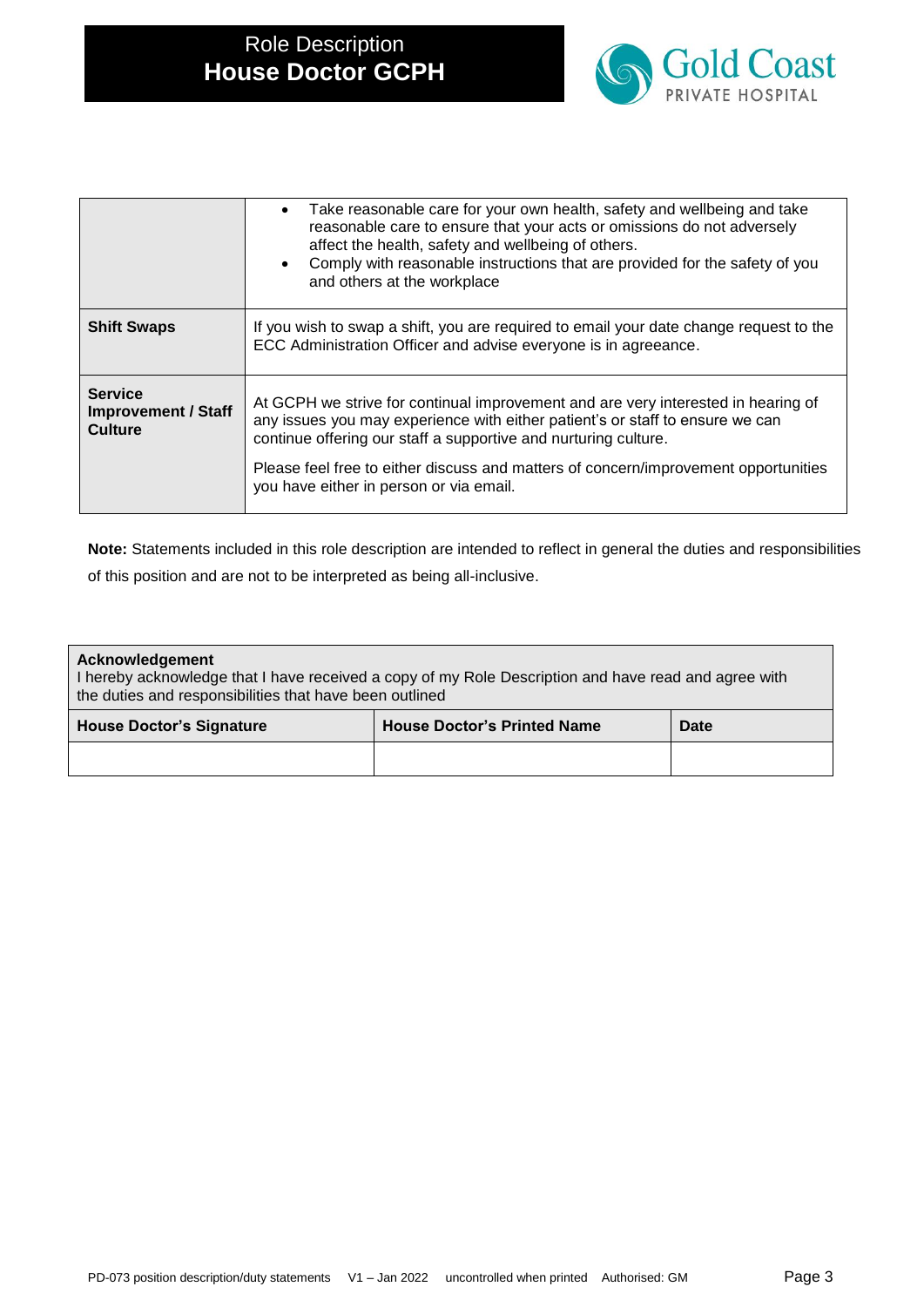| | |
|---|---|
| | • Take reasonable care for your own health, safety and wellbeing and take reasonable care to ensure that your acts or omissions do not adversely affect the health, safety and wellbeing of others. <br> • Comply with reasonable instructions that are provided for the safety of you and others at the workplace |
| **Shift Swaps** | If you wish to swap a shift, you are required to email your date change request to the ECC Administration Officer and advise everyone is in agreeance. |
| **Service Improvement / Staff Culture** | At GCPH we strive for continual improvement and are very interested in hearing of any issues you may experience with either patient's or staff to ensure we can continue offering our staff a supportive and nurturing culture. <br><br> Please feel free to either discuss and matters of concern/improvement opportunities you have either in person or via email. |

**Note:** Statements included in this role description are intended to reflect in general the duties and responsibilities of this position and are not to be interpreted as being all-inclusive.

| **Acknowledgement**<br>I hereby acknowledge that I have received a copy of my Role Description and have read and agree with the duties and responsibilities that have been outlined | | |
|---|---|---|
| **House Doctor's Signature** | **House Doctor's Printed Name** | **Date** |
| | | |

PD-073 position description/duty statements V1 – Jan 2022 uncontrolled when printed Authorised: GM